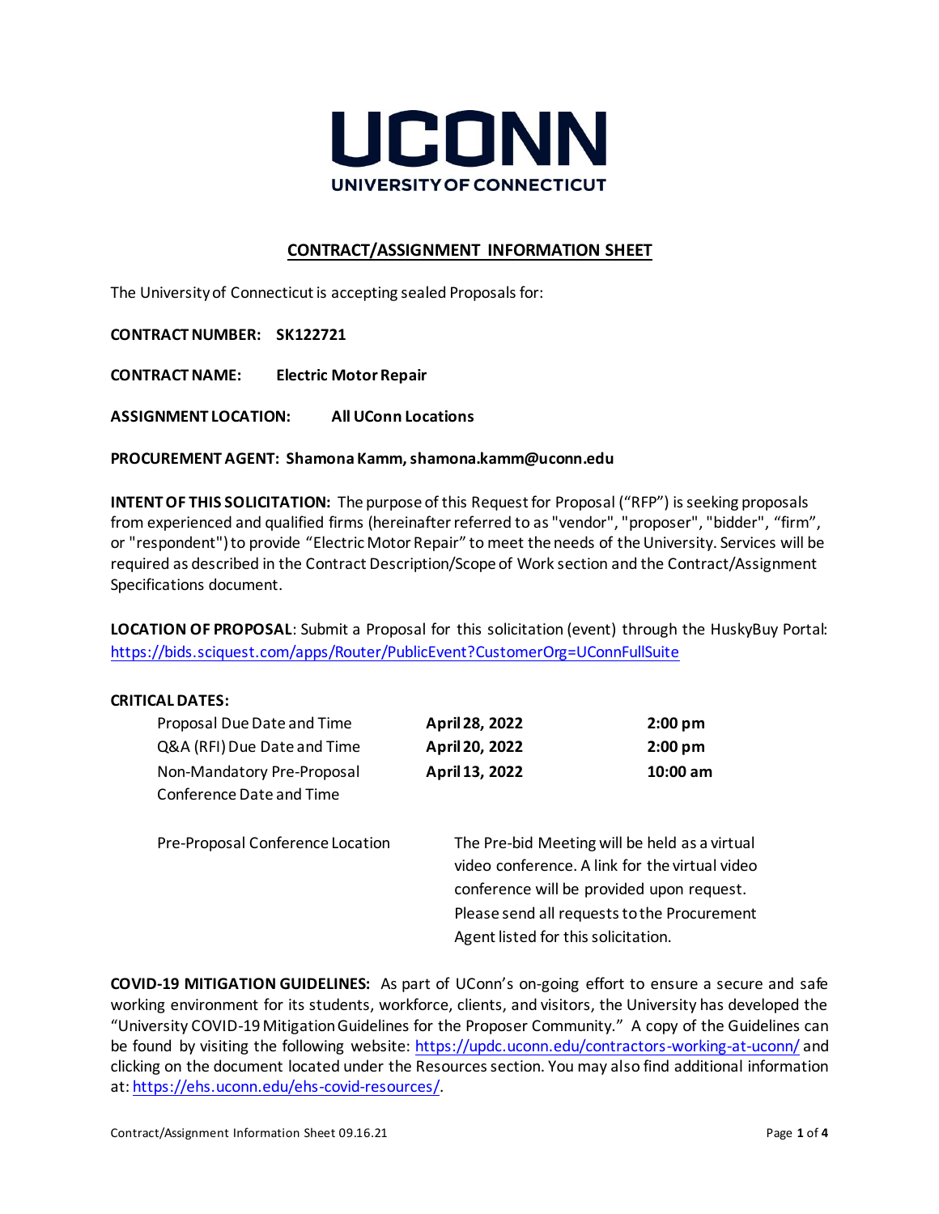# UCONN

UNIVERSITY OF CONNECTICUT

## CONTRACT/ASSIGNMENT INFORMATION SHEET

The University of Connecticut is accepting sealed Proposals for:

**CONTRACT NUMBER: SK122721**

**CONTRACT NAME: Electric Motor Repair**

**ASSIGNMENT LOCATION: All UConn Locations**

**PROCUREMENT AGENT: Shamona Kamm, shamona.kamm@uconn.edu**

**INTENT OF THIS SOLICITATION:** The purpose of this Request for Proposal ("RFP") is seeking proposals from experienced and qualified firms (hereinafter referred to as "vendor", "proposer", "bidder", "firm", or "respondent") to provide "Electric Motor Repair" to meet the needs of the University. Services will be required as described in the Contract Description/Scope of Work section and the Contract/Assignment Specifications document.

**LOCATION OF PROPOSAL**: Submit a Proposal for this solicitation (event) through the HuskyBuy Portal: https://bids.sciquest.com/apps/Router/PublicEvent?CustomerOrg=UConnFullSuite

**CRITICAL DATES:**

| | | |
|---|---|---|
| Proposal Due Date and Time | **April 28, 2022** | **2:00 pm** |
| Q&A (RFI) Due Date and Time | **April 20, 2022** | **2:00 pm** |
| Non-Mandatory Pre-Proposal Conference Date and Time | **April 13, 2022** | **10:00 am** |
| Pre-Proposal Conference Location | The Pre-bid Meeting will be held as a virtual video conference. A link for the virtual video conference will be provided upon request. Please send all requests to the Procurement Agent listed for this solicitation. | |

**COVID-19 MITIGATION GUIDELINES:** As part of UConn's on-going effort to ensure a secure and safe working environment for its students, workforce, clients, and visitors, the University has developed the "University COVID-19 Mitigation Guidelines for the Proposer Community." A copy of the Guidelines can be found by visiting the following website: https://updc.uconn.edu/contractors-working-at-uconn/ and clicking on the document located under the Resources section. You may also find additional information at: https://ehs.uconn.edu/ehs-covid-resources/.

Contract/Assignment Information Sheet 09.16.21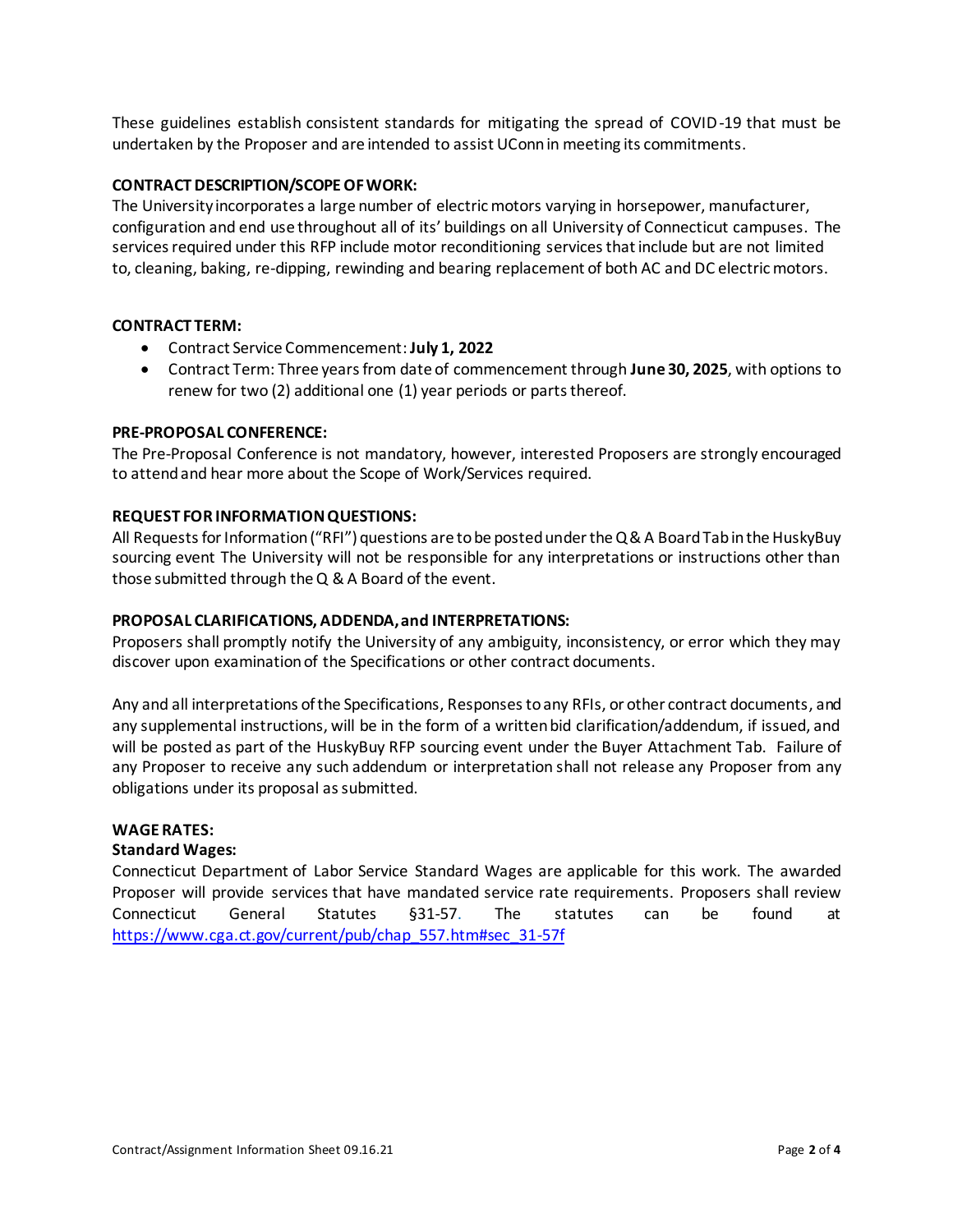These guidelines establish consistent standards for mitigating the spread of COVID-19 that must be undertaken by the Proposer and are intended to assist UConn in meeting its commitments.

**CONTRACT DESCRIPTION/SCOPE OF WORK:**

The University incorporates a large number of electric motors varying in horsepower, manufacturer, configuration and end use throughout all of its' buildings on all University of Connecticut campuses. The services required under this RFP include motor reconditioning services that include but are not limited to, cleaning, baking, re-dipping, rewinding and bearing replacement of both AC and DC electric motors.

**CONTRACT TERM:**

- Contract Service Commencement: **July 1, 2022**
- Contract Term: Three years from date of commencement through **June 30, 2025**, with options to renew for two (2) additional one (1) year periods or parts thereof.

**PRE-PROPOSAL CONFERENCE:**

The Pre-Proposal Conference is not mandatory, however, interested Proposers are strongly encouraged to attend and hear more about the Scope of Work/Services required.

**REQUEST FOR INFORMATION QUESTIONS:**

All Requests for Information ("RFI") questions are to be posted under the Q & A Board Tab in the HuskyBuy sourcing event The University will not be responsible for any interpretations or instructions other than those submitted through the Q & A Board of the event.

**PROPOSAL CLARIFICATIONS, ADDENDA, and INTERPRETATIONS:**

Proposers shall promptly notify the University of any ambiguity, inconsistency, or error which they may discover upon examination of the Specifications or other contract documents.

Any and all interpretations of the Specifications, Responses to any RFIs, or other contract documents, and any supplemental instructions, will be in the form of a written bid clarification/addendum, if issued, and will be posted as part of the HuskyBuy RFP sourcing event under the Buyer Attachment Tab. Failure of any Proposer to receive any such addendum or interpretation shall not release any Proposer from any obligations under its proposal as submitted.

**WAGE RATES:**

**Standard Wages:**

Connecticut Department of Labor Service Standard Wages are applicable for this work. The awarded Proposer will provide services that have mandated service rate requirements. Proposers shall review Connecticut General Statutes §31-57. The statutes can be found at https://www.cga.ct.gov/current/pub/chap_557.htm#sec_31-57f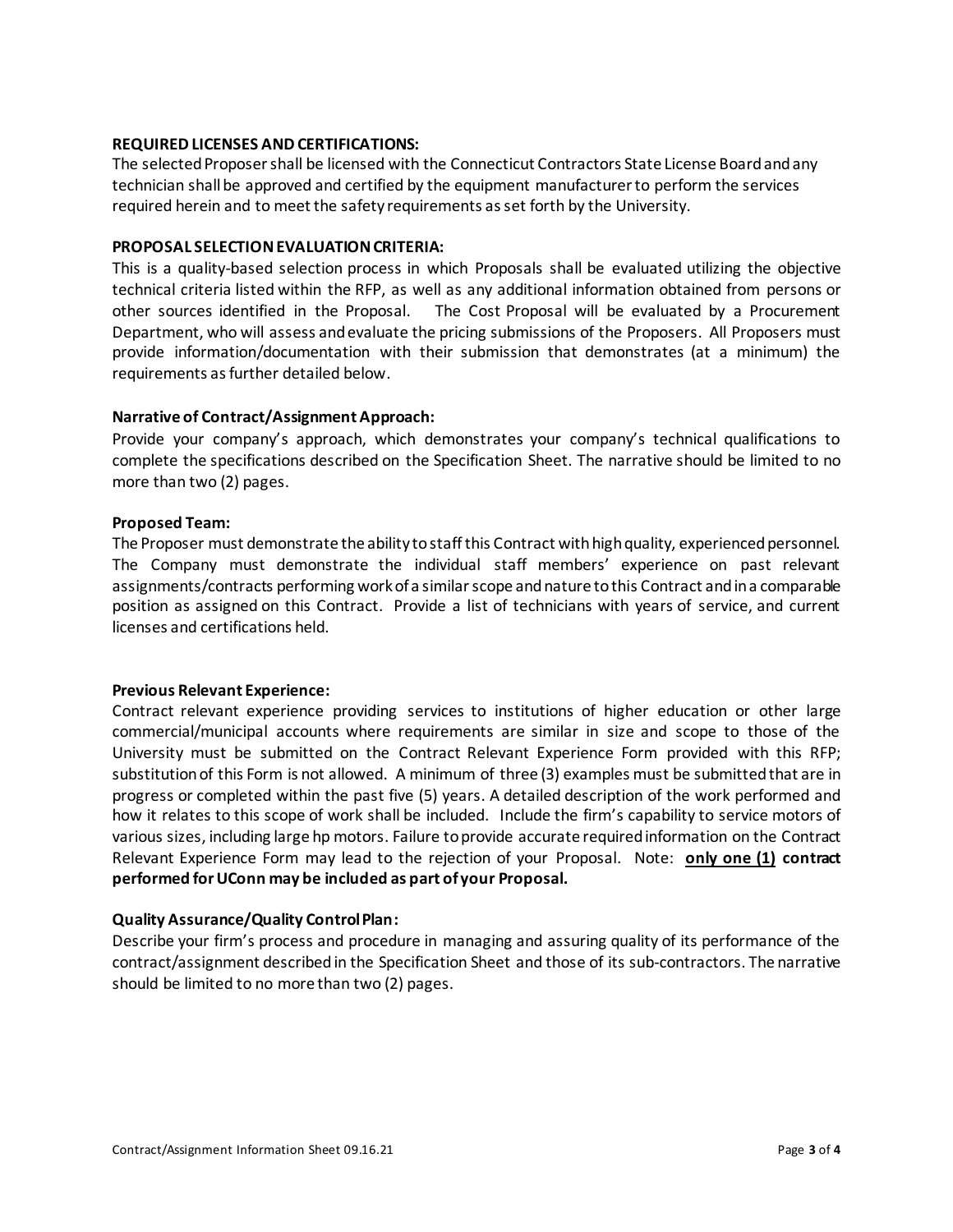**REQUIRED LICENSES AND CERTIFICATIONS:**

The selected Proposer shall be licensed with the Connecticut Contractors State License Board and any technician shall be approved and certified by the equipment manufacturer to perform the services required herein and to meet the safety requirements as set forth by the University.

**PROPOSAL SELECTION EVALUATION CRITERIA:**

This is a quality-based selection process in which Proposals shall be evaluated utilizing the objective technical criteria listed within the RFP, as well as any additional information obtained from persons or other sources identified in the Proposal. The Cost Proposal will be evaluated by a Procurement Department, who will assess and evaluate the pricing submissions of the Proposers. All Proposers must provide information/documentation with their submission that demonstrates (at a minimum) the requirements as further detailed below.

**Narrative of Contract/Assignment Approach:**

Provide your company's approach, which demonstrates your company's technical qualifications to complete the specifications described on the Specification Sheet. The narrative should be limited to no more than two (2) pages.

**Proposed Team:**

The Proposer must demonstrate the ability to staff this Contract with high quality, experienced personnel. The Company must demonstrate the individual staff members' experience on past relevant assignments/contracts performing work of a similar scope and nature to this Contract and in a comparable position as assigned on this Contract. Provide a list of technicians with years of service, and current licenses and certifications held.

**Previous Relevant Experience:**

Contract relevant experience providing services to institutions of higher education or other large commercial/municipal accounts where requirements are similar in size and scope to those of the University must be submitted on the Contract Relevant Experience Form provided with this RFP; substitution of this Form is not allowed. A minimum of three (3) examples must be submitted that are in progress or completed within the past five (5) years. A detailed description of the work performed and how it relates to this scope of work shall be included. Include the firm's capability to service motors of various sizes, including large hp motors. Failure to provide accurate required information on the Contract Relevant Experience Form may lead to the rejection of your Proposal. Note: **<u>only one (1)</u> contract performed for UConn may be included as part of your Proposal.**

**Quality Assurance/Quality Control Plan:**

Describe your firm's process and procedure in managing and assuring quality of its performance of the contract/assignment described in the Specification Sheet and those of its sub-contractors. The narrative should be limited to no more than two (2) pages.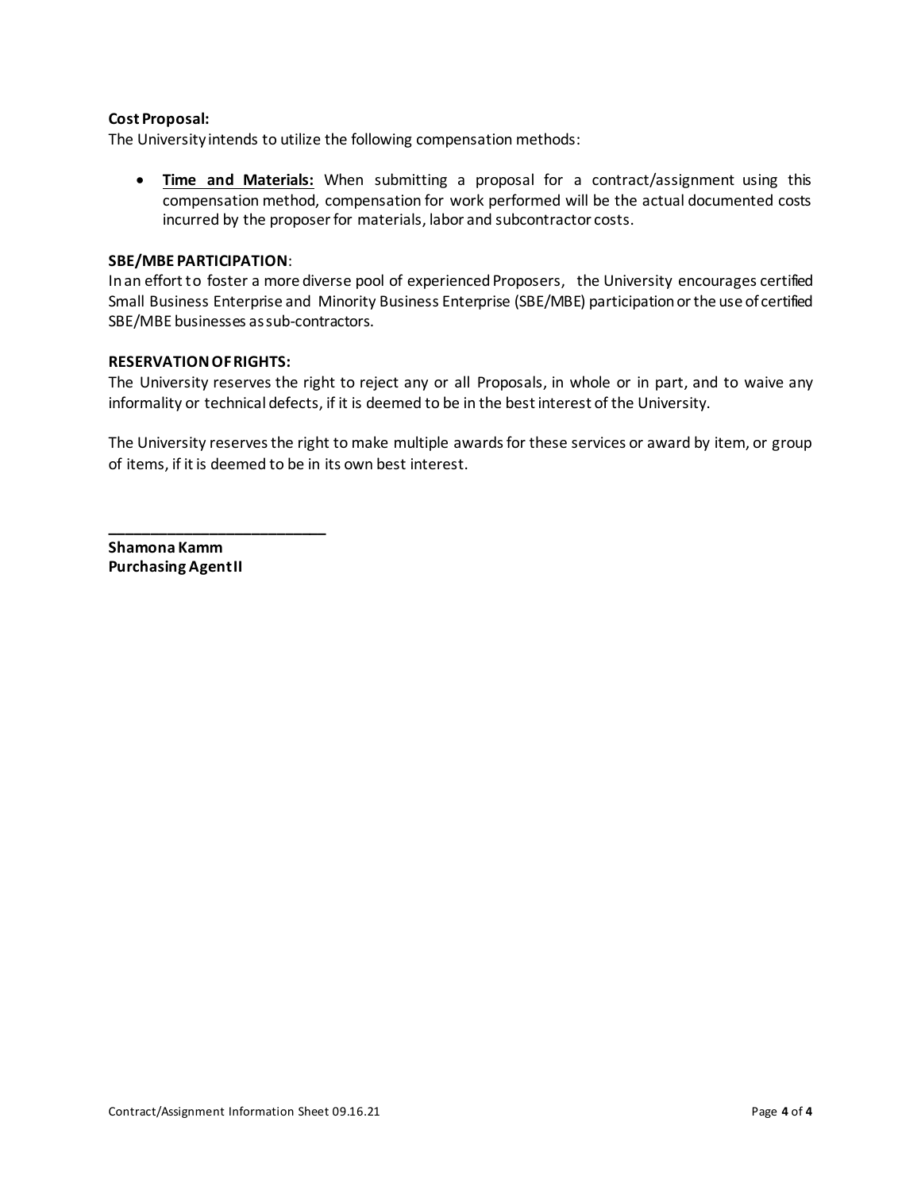**Cost Proposal:**

The University intends to utilize the following compensation methods:

- **Time and Materials:** When submitting a proposal for a contract/assignment using this compensation method, compensation for work performed will be the actual documented costs incurred by the proposer for materials, labor and subcontractor costs.

**SBE/MBE PARTICIPATION**:

In an effort to foster a more diverse pool of experienced Proposers, the University encourages certified Small Business Enterprise and Minority Business Enterprise (SBE/MBE) participation or the use of certified SBE/MBE businesses as sub-contractors.

**RESERVATION OF RIGHTS:**

The University reserves the right to reject any or all Proposals, in whole or in part, and to waive any informality or technical defects, if it is deemed to be in the best interest of the University.

The University reserves the right to make multiple awards for these services or award by item, or group of items, if it is deemed to be in its own best interest.

\_\_\_\_\_\_\_\_\_\_\_\_\_\_\_\_\_\_\_\_\_\_\_\_\_\_

**Shamona Kamm**
**Purchasing Agent II**